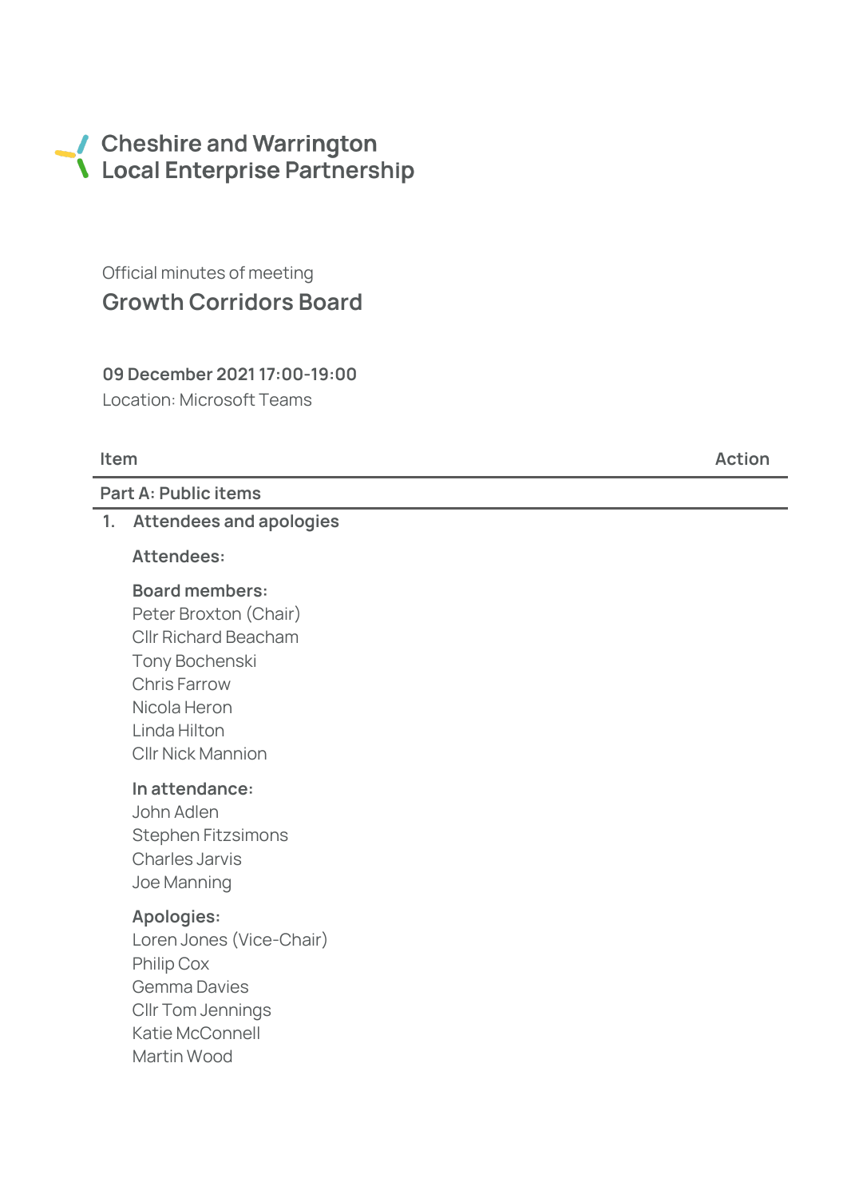# Cheshire and Warrington Local Enterprise Partnership

Official minutes of meeting

## Growth Corridors Board

**09 December 2021 17:00-19:00**

Location: Microsoft Teams

| Item | Action |
|---|---|
| **Part A: Public items** | |

**1. Attendees and apologies**

**Attendees:**

**Board members:**
Peter Broxton (Chair)
Cllr Richard Beacham
Tony Bochenski
Chris Farrow
Nicola Heron
Linda Hilton
Cllr Nick Mannion

**In attendance:**
John Adlen
Stephen Fitzsimons
Charles Jarvis
Joe Manning

**Apologies:**
Loren Jones (Vice-Chair)
Philip Cox
Gemma Davies
Cllr Tom Jennings
Katie McConnell
Martin Wood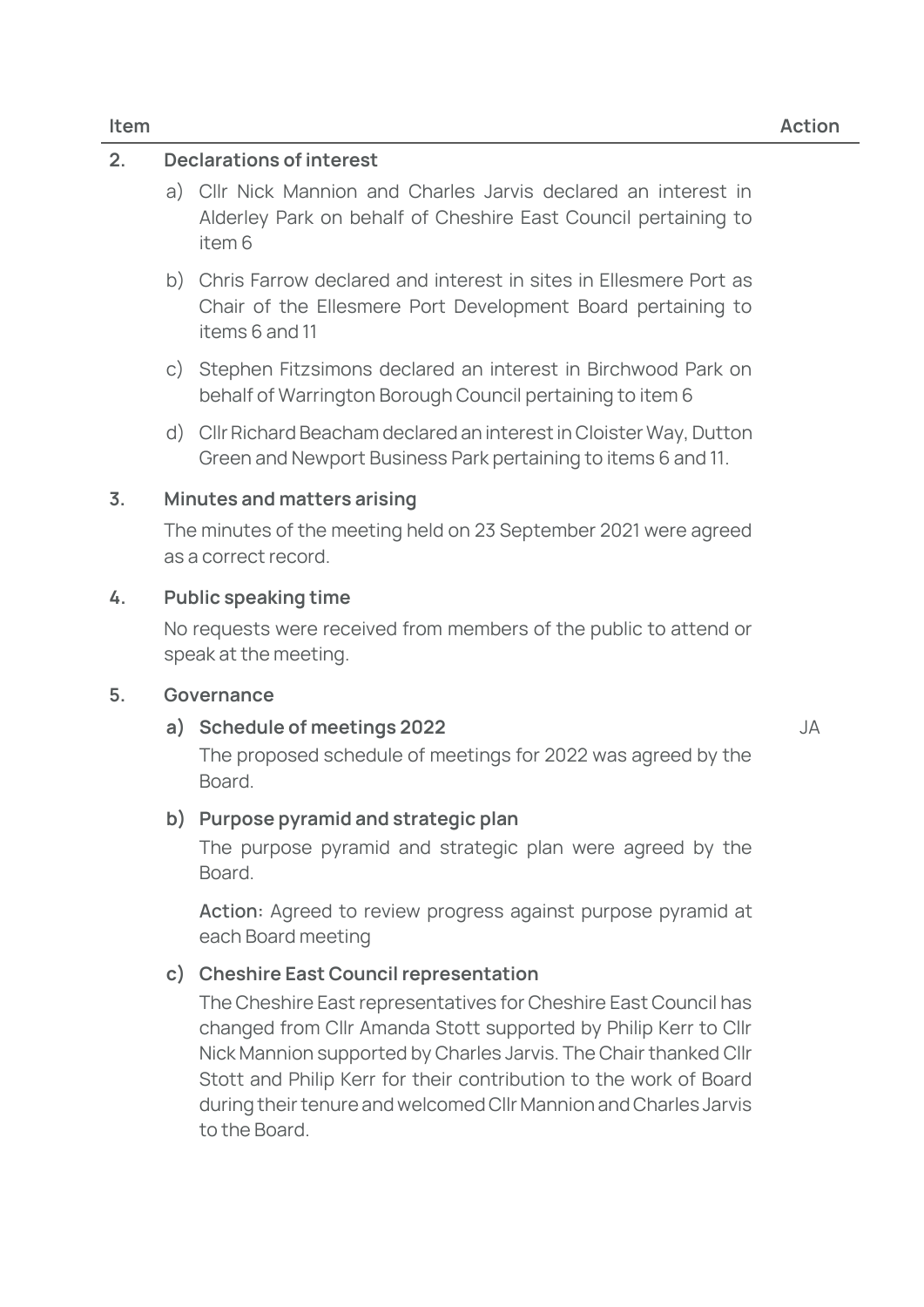| Item | | Action |
|---|---|---|
| **2.** | **Declarations of interest** | |
| | a) Cllr Nick Mannion and Charles Jarvis declared an interest in Alderley Park on behalf of Cheshire East Council pertaining to item 6 | |
| | b) Chris Farrow declared and interest in sites in Ellesmere Port as Chair of the Ellesmere Port Development Board pertaining to items 6 and 11 | |
| | c) Stephen Fitzsimons declared an interest in Birchwood Park on behalf of Warrington Borough Council pertaining to item 6 | |
| | d) Cllr Richard Beacham declared an interest in Cloister Way, Dutton Green and Newport Business Park pertaining to items 6 and 11. | |
| **3.** | **Minutes and matters arising** | |
| | The minutes of the meeting held on 23 September 2021 were agreed as a correct record. | |
| **4.** | **Public speaking time** | |
| | No requests were received from members of the public to attend or speak at the meeting. | |
| **5.** | **Governance** | |
| | **a) Schedule of meetings 2022** | JA |
| | The proposed schedule of meetings for 2022 was agreed by the Board. | |
| | **b) Purpose pyramid and strategic plan** | |
| | The purpose pyramid and strategic plan were agreed by the Board. | |
| | **Action:** Agreed to review progress against purpose pyramid at each Board meeting | |
| | **c) Cheshire East Council representation** | |
| | The Cheshire East representatives for Cheshire East Council has changed from Cllr Amanda Stott supported by Philip Kerr to Cllr Nick Mannion supported by Charles Jarvis. The Chair thanked Cllr Stott and Philip Kerr for their contribution to the work of Board during their tenure and welcomed Cllr Mannion and Charles Jarvis to the Board. | |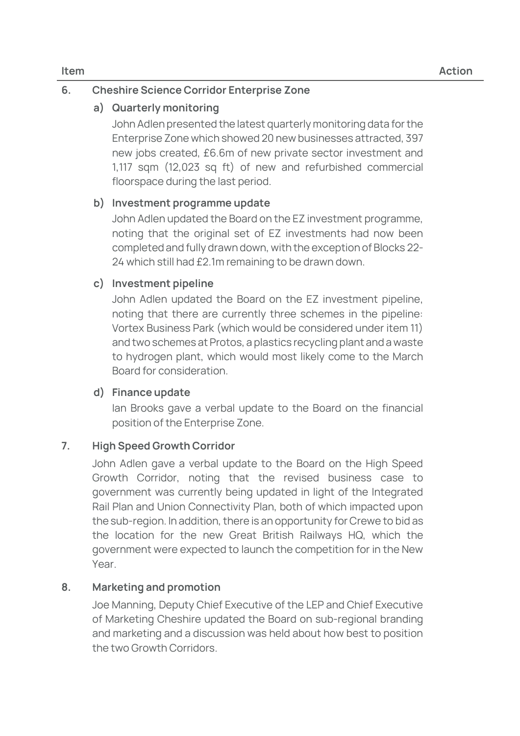| Item | | Action |
|---|---|---|

**6. Cheshire Science Corridor Enterprise Zone**

**a) Quarterly monitoring**

John Adlen presented the latest quarterly monitoring data for the Enterprise Zone which showed 20 new businesses attracted, 397 new jobs created, £6.6m of new private sector investment and 1,117 sqm (12,023 sq ft) of new and refurbished commercial floorspace during the last period.

**b) Investment programme update**

John Adlen updated the Board on the EZ investment programme, noting that the original set of EZ investments had now been completed and fully drawn down, with the exception of Blocks 22-24 which still had £2.1m remaining to be drawn down.

**c) Investment pipeline**

John Adlen updated the Board on the EZ investment pipeline, noting that there are currently three schemes in the pipeline: Vortex Business Park (which would be considered under item 11) and two schemes at Protos, a plastics recycling plant and a waste to hydrogen plant, which would most likely come to the March Board for consideration.

**d) Finance update**

Ian Brooks gave a verbal update to the Board on the financial position of the Enterprise Zone.

**7. High Speed Growth Corridor**

John Adlen gave a verbal update to the Board on the High Speed Growth Corridor, noting that the revised business case to government was currently being updated in light of the Integrated Rail Plan and Union Connectivity Plan, both of which impacted upon the sub-region. In addition, there is an opportunity for Crewe to bid as the location for the new Great British Railways HQ, which the government were expected to launch the competition for in the New Year.

**8. Marketing and promotion**

Joe Manning, Deputy Chief Executive of the LEP and Chief Executive of Marketing Cheshire updated the Board on sub-regional branding and marketing and a discussion was held about how best to position the two Growth Corridors.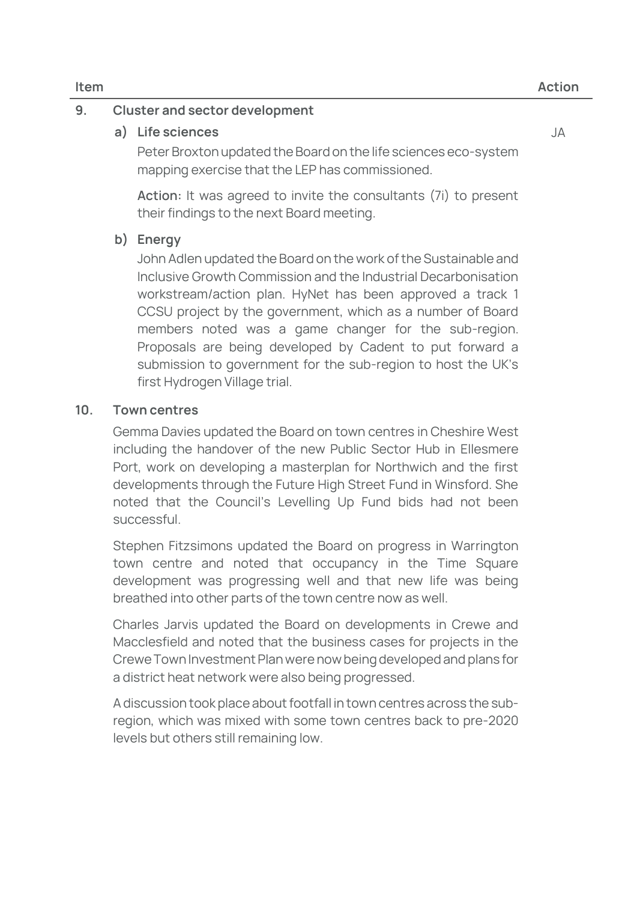| Item | | Action |
|---|---|---|

**9. Cluster and sector development**

**a) Life sciences** — JA

Peter Broxton updated the Board on the life sciences eco-system mapping exercise that the LEP has commissioned.

**Action:** It was agreed to invite the consultants (7i) to present their findings to the next Board meeting.

**b) Energy**

John Adlen updated the Board on the work of the Sustainable and Inclusive Growth Commission and the Industrial Decarbonisation workstream/action plan. HyNet has been approved a track 1 CCSU project by the government, which as a number of Board members noted was a game changer for the sub-region. Proposals are being developed by Cadent to put forward a submission to government for the sub-region to host the UK's first Hydrogen Village trial.

**10. Town centres**

Gemma Davies updated the Board on town centres in Cheshire West including the handover of the new Public Sector Hub in Ellesmere Port, work on developing a masterplan for Northwich and the first developments through the Future High Street Fund in Winsford. She noted that the Council's Levelling Up Fund bids had not been successful.

Stephen Fitzsimons updated the Board on progress in Warrington town centre and noted that occupancy in the Time Square development was progressing well and that new life was being breathed into other parts of the town centre now as well.

Charles Jarvis updated the Board on developments in Crewe and Macclesfield and noted that the business cases for projects in the Crewe Town Investment Plan were now being developed and plans for a district heat network were also being progressed.

A discussion took place about footfall in town centres across the sub-region, which was mixed with some town centres back to pre-2020 levels but others still remaining low.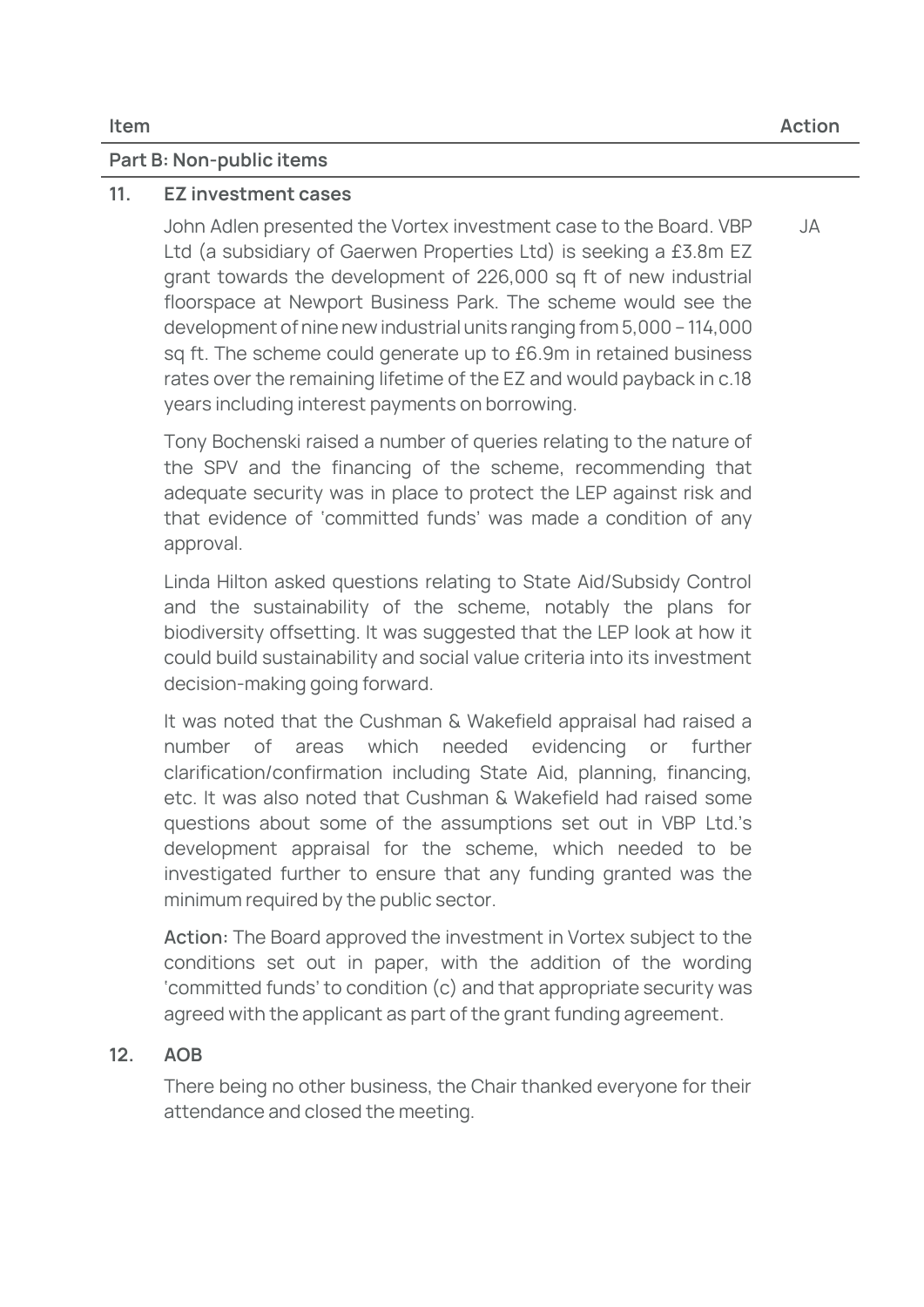| Item | | Action |
|---|---|---|
| **Part B: Non-public items** | | |
| **11.** | **EZ investment cases** | |
| | John Adlen presented the Vortex investment case to the Board. VBP Ltd (a subsidiary of Gaerwen Properties Ltd) is seeking a £3.8m EZ grant towards the development of 226,000 sq ft of new industrial floorspace at Newport Business Park. The scheme would see the development of nine new industrial units ranging from 5,000 – 114,000 sq ft. The scheme could generate up to £6.9m in retained business rates over the remaining lifetime of the EZ and would payback in c.18 years including interest payments on borrowing. | JA |
| | Tony Bochenski raised a number of queries relating to the nature of the SPV and the financing of the scheme, recommending that adequate security was in place to protect the LEP against risk and that evidence of 'committed funds' was made a condition of any approval. | |
| | Linda Hilton asked questions relating to State Aid/Subsidy Control and the sustainability of the scheme, notably the plans for biodiversity offsetting. It was suggested that the LEP look at how it could build sustainability and social value criteria into its investment decision-making going forward. | |
| | It was noted that the Cushman & Wakefield appraisal had raised a number of areas which needed evidencing or further clarification/confirmation including State Aid, planning, financing, etc. It was also noted that Cushman & Wakefield had raised some questions about some of the assumptions set out in VBP Ltd.'s development appraisal for the scheme, which needed to be investigated further to ensure that any funding granted was the minimum required by the public sector. | |
| | **Action:** The Board approved the investment in Vortex subject to the conditions set out in paper, with the addition of the wording 'committed funds' to condition (c) and that appropriate security was agreed with the applicant as part of the grant funding agreement. | |
| **12.** | **AOB** | |
| | There being no other business, the Chair thanked everyone for their attendance and closed the meeting. | |